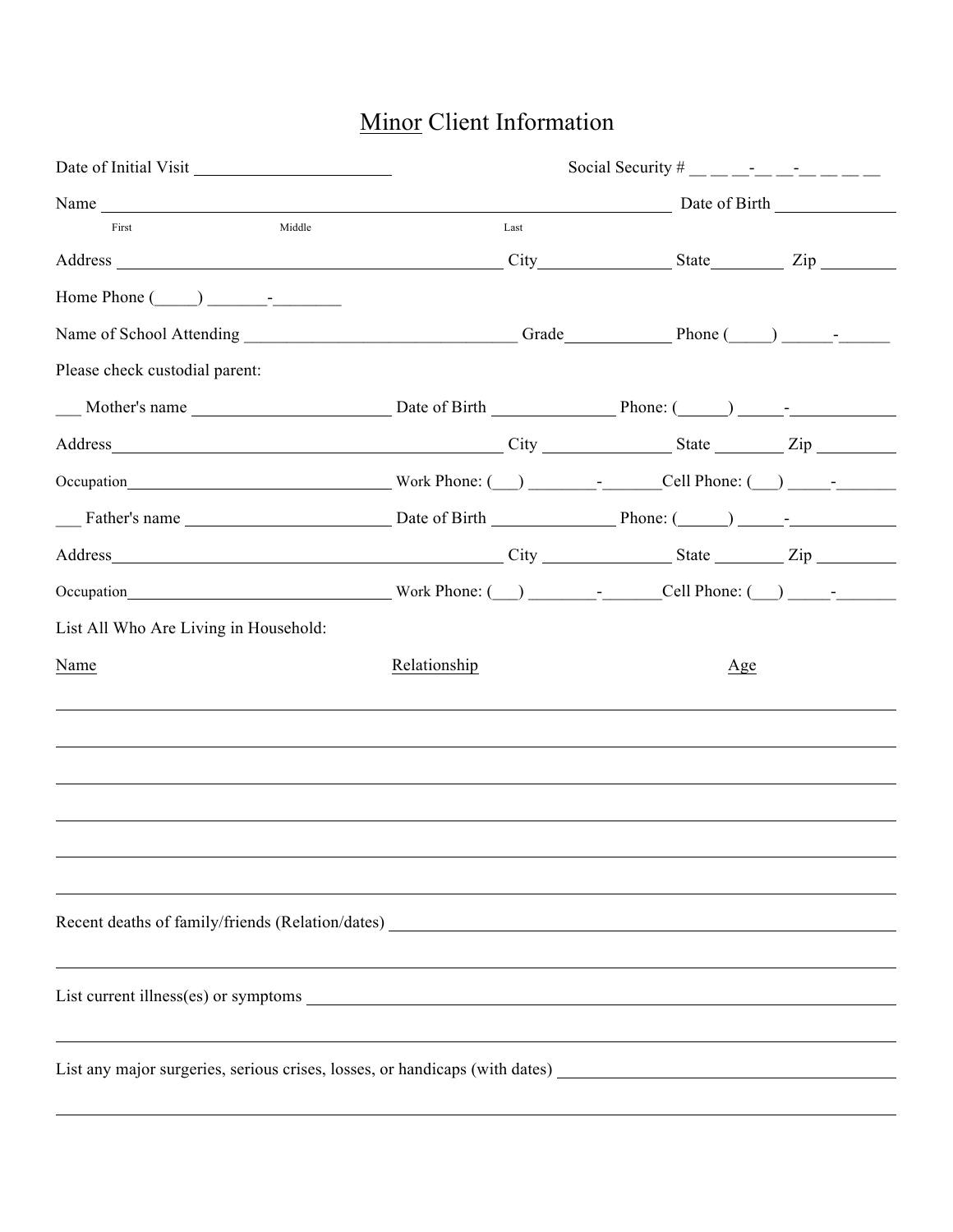# <u>Minor</u> Client Information

Date of Initial Visit ______________________ Social Security # __ __ __-__ __-__ __ __ __

Name ______________________________________________________________ Date of Birth _____________
First Middle Last

Address ______________________________________________ City_______________ State________ Zip ________

Home Phone (_____) _______-________

Name of School Attending ________________________________ Grade____________ Phone (_____) ______-______

Please check custodial parent:

___ Mother's name _______________________ Date of Birth ______________ Phone: (______) _____-____________

Address______________________________________________ City _______________ State ________ Zip _________

Occupation_______________________________ Work Phone: (___) ________-_______Cell Phone: (___) _____-_______

___ Father's name _______________________ Date of Birth ______________ Phone: (______) _____-____________

Address______________________________________________ City _______________ State ________ Zip _________

Occupation_______________________________ Work Phone: (___) ________-_______Cell Phone: (___) _____-_______

List All Who Are Living in Household:

| Name | Relationship | Age |
|---|---|---|
| | | |
| | | |
| | | |
| | | |
| | | |
| | | |

Recent deaths of family/friends (Relation/dates) ______________________________________________________

_____________________________________________________________________________________________

List current illness(es) or symptoms _______________________________________________________________

_____________________________________________________________________________________________

List any major surgeries, serious crises, losses, or handicaps (with dates) ___________________________________

_____________________________________________________________________________________________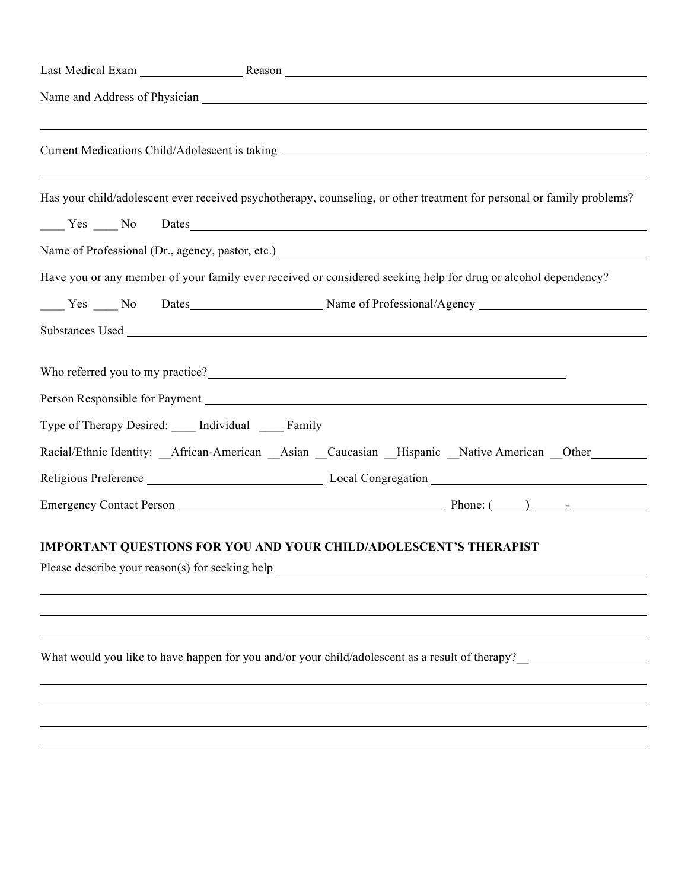Last Medical Exam ________________ Reason ______________________________________________________________

Name and Address of Physician ____________________________________________________________________

________________________________________________________________________________________________

Current Medications Child/Adolescent is taking ______________________________________________________

________________________________________________________________________________________________

Has your child/adolescent ever received psychotherapy, counseling, or other treatment for personal or family problems?

____ Yes ____ No Dates ____________________________________________________________________________

Name of Professional (Dr., agency, pastor, etc.) _____________________________________________________

Have you or any member of your family ever received or considered seeking help for drug or alcohol dependency?

____ Yes ____ No Dates _____________________ Name of Professional/Agency ___________________________

Substances Used _______________________________________________________________________________

Who referred you to my practice? ____________________________________________________

Person Responsible for Payment __________________________________________________________________

Type of Therapy Desired: ____ Individual ____ Family

Racial/Ethnic Identity: __African-American __Asian __Caucasian __Hispanic __Native American __Other________

Religious Preference ____________________________ Local Congregation ______________________________

Emergency Contact Person ___________________________________________ Phone: (_____) _____-____________

**IMPORTANT QUESTIONS FOR YOU AND YOUR CHILD/ADOLESCENT'S THERAPIST**

Please describe your reason(s) for seeking help ______________________________________________________

________________________________________________________________________________________________

________________________________________________________________________________________________

________________________________________________________________________________________________

What would you like to have happen for you and/or your child/adolescent as a result of therapy?__________________

________________________________________________________________________________________________

________________________________________________________________________________________________

________________________________________________________________________________________________

________________________________________________________________________________________________